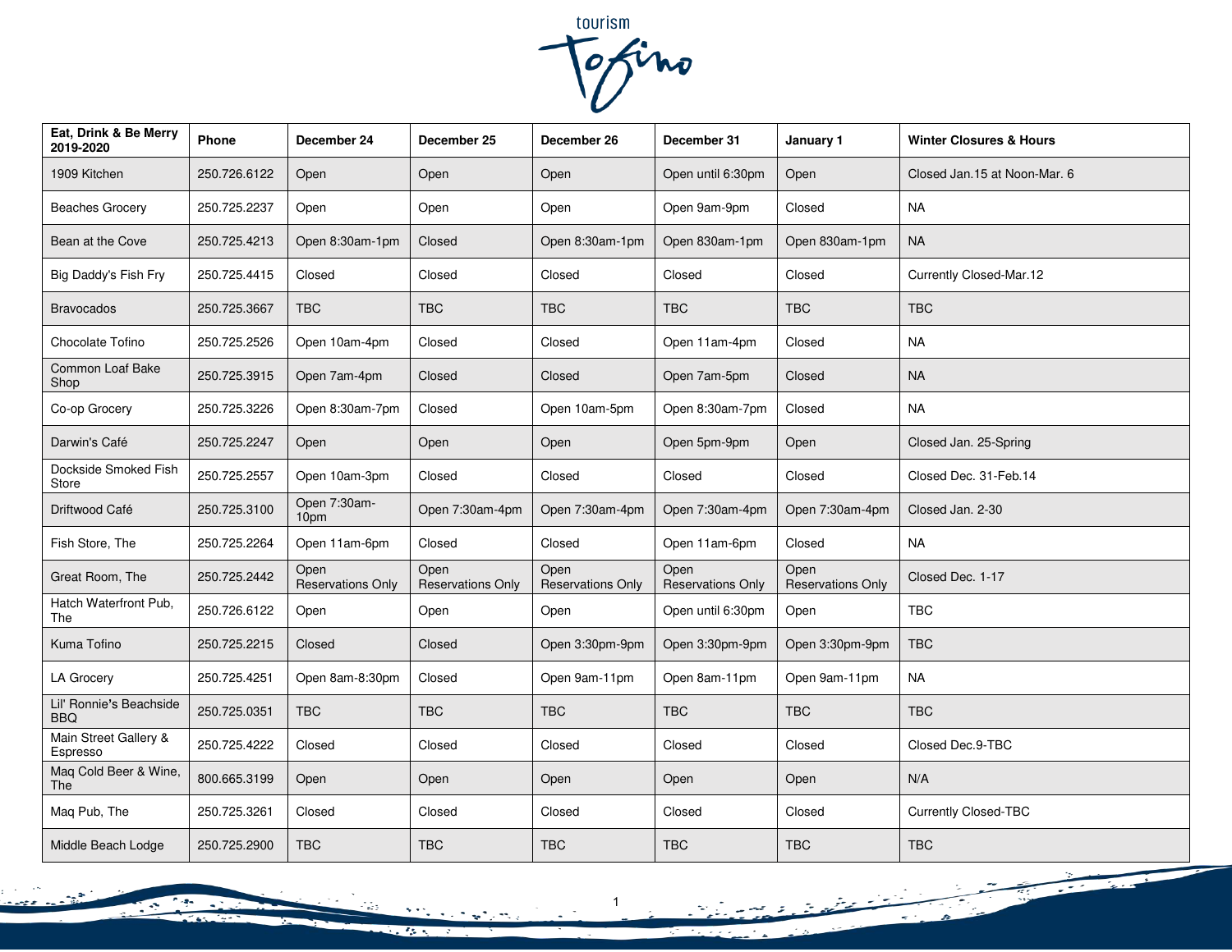| Eat, Drink & Be Merry 2019-2020 | Phone | December 24 | December 25 | December 26 | December 31 | January 1 | Winter Closures & Hours |
|---|---|---|---|---|---|---|---|
| 1909 Kitchen | 250.726.6122 | Open | Open | Open | Open until 6:30pm | Open | Closed Jan.15 at Noon-Mar. 6 |
| Beaches Grocery | 250.725.2237 | Open | Open | Open | Open 9am-9pm | Closed | NA |
| Bean at the Cove | 250.725.4213 | Open 8:30am-1pm | Closed | Open 8:30am-1pm | Open 830am-1pm | Open 830am-1pm | NA |
| Big Daddy's Fish Fry | 250.725.4415 | Closed | Closed | Closed | Closed | Closed | Currently Closed-Mar.12 |
| Bravocados | 250.725.3667 | TBC | TBC | TBC | TBC | TBC | TBC |
| Chocolate Tofino | 250.725.2526 | Open 10am-4pm | Closed | Closed | Open 11am-4pm | Closed | NA |
| Common Loaf Bake Shop | 250.725.3915 | Open 7am-4pm | Closed | Closed | Open 7am-5pm | Closed | NA |
| Co-op Grocery | 250.725.3226 | Open 8:30am-7pm | Closed | Open 10am-5pm | Open 8:30am-7pm | Closed | NA |
| Darwin's Café | 250.725.2247 | Open | Open | Open | Open 5pm-9pm | Open | Closed Jan. 25-Spring |
| Dockside Smoked Fish Store | 250.725.2557 | Open 10am-3pm | Closed | Closed | Closed | Closed | Closed Dec. 31-Feb.14 |
| Driftwood Café | 250.725.3100 | Open 7:30am-10pm | Open 7:30am-4pm | Open 7:30am-4pm | Open 7:30am-4pm | Open 7:30am-4pm | Closed Jan. 2-30 |
| Fish Store, The | 250.725.2264 | Open 11am-6pm | Closed | Closed | Open 11am-6pm | Closed | NA |
| Great Room, The | 250.725.2442 | Open Reservations Only | Open Reservations Only | Open Reservations Only | Open Reservations Only | Open Reservations Only | Closed Dec. 1-17 |
| Hatch Waterfront Pub, The | 250.726.6122 | Open | Open | Open | Open until 6:30pm | Open | TBC |
| Kuma Tofino | 250.725.2215 | Closed | Closed | Open 3:30pm-9pm | Open 3:30pm-9pm | Open 3:30pm-9pm | TBC |
| LA Grocery | 250.725.4251 | Open 8am-8:30pm | Closed | Open 9am-11pm | Open 8am-11pm | Open 9am-11pm | NA |
| Lil' Ronnie's Beachside BBQ | 250.725.0351 | TBC | TBC | TBC | TBC | TBC | TBC |
| Main Street Gallery & Espresso | 250.725.4222 | Closed | Closed | Closed | Closed | Closed | Closed Dec.9-TBC |
| Maq Cold Beer & Wine, The | 800.665.3199 | Open | Open | Open | Open | Open | N/A |
| Maq Pub, The | 250.725.3261 | Closed | Closed | Closed | Closed | Closed | Currently Closed-TBC |
| Middle Beach Lodge | 250.725.2900 | TBC | TBC | TBC | TBC | TBC | TBC |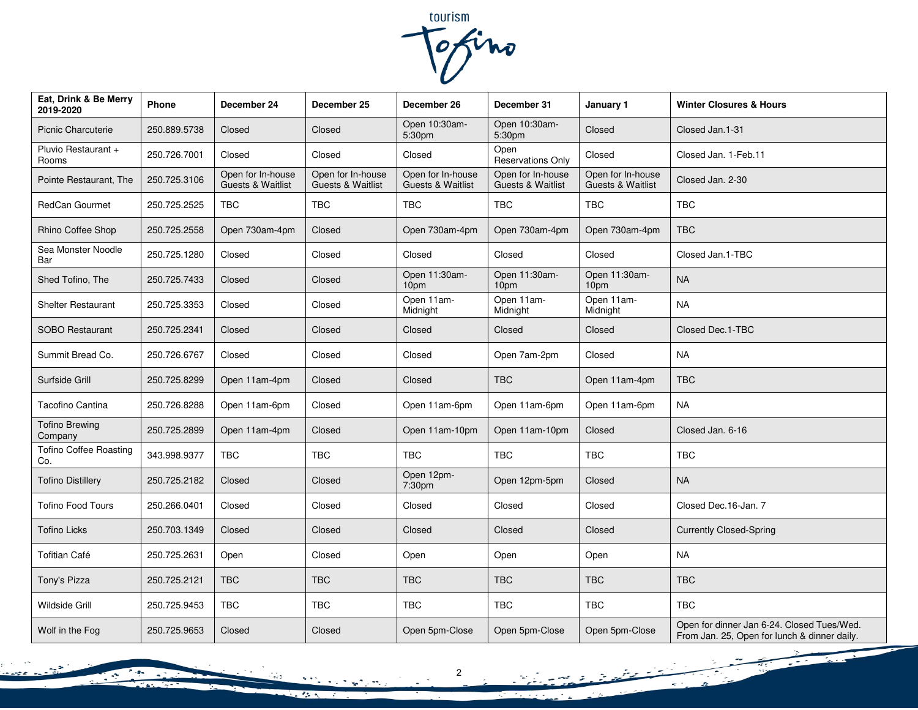| Eat, Drink & Be Merry 2019-2020 | Phone | December 24 | December 25 | December 26 | December 31 | January 1 | Winter Closures & Hours |
|---|---|---|---|---|---|---|---|
| Picnic Charcuterie | 250.889.5738 | Closed | Closed | Open 10:30am-5:30pm | Open 10:30am-5:30pm | Closed | Closed Jan.1-31 |
| Pluvio Restaurant + Rooms | 250.726.7001 | Closed | Closed | Closed | Open Reservations Only | Closed | Closed Jan. 1-Feb.11 |
| Pointe Restaurant, The | 250.725.3106 | Open for In-house Guests & Waitlist | Open for In-house Guests & Waitlist | Open for In-house Guests & Waitlist | Open for In-house Guests & Waitlist | Open for In-house Guests & Waitlist | Closed Jan. 2-30 |
| RedCan Gourmet | 250.725.2525 | TBC | TBC | TBC | TBC | TBC | TBC |
| Rhino Coffee Shop | 250.725.2558 | Open 730am-4pm | Closed | Open 730am-4pm | Open 730am-4pm | Open 730am-4pm | TBC |
| Sea Monster Noodle Bar | 250.725.1280 | Closed | Closed | Closed | Closed | Closed | Closed Jan.1-TBC |
| Shed Tofino, The | 250.725.7433 | Closed | Closed | Open 11:30am-10pm | Open 11:30am-10pm | Open 11:30am-10pm | NA |
| Shelter Restaurant | 250.725.3353 | Closed | Closed | Open 11am-Midnight | Open 11am-Midnight | Open 11am-Midnight | NA |
| SOBO Restaurant | 250.725.2341 | Closed | Closed | Closed | Closed | Closed | Closed Dec.1-TBC |
| Summit Bread Co. | 250.726.6767 | Closed | Closed | Closed | Open 7am-2pm | Closed | NA |
| Surfside Grill | 250.725.8299 | Open 11am-4pm | Closed | Closed | TBC | Open 11am-4pm | TBC |
| Tacofino Cantina | 250.726.8288 | Open 11am-6pm | Closed | Open 11am-6pm | Open 11am-6pm | Open 11am-6pm | NA |
| Tofino Brewing Company | 250.725.2899 | Open 11am-4pm | Closed | Open 11am-10pm | Open 11am-10pm | Closed | Closed Jan. 6-16 |
| Tofino Coffee Roasting Co. | 343.998.9377 | TBC | TBC | TBC | TBC | TBC | TBC |
| Tofino Distillery | 250.725.2182 | Closed | Closed | Open 12pm-7:30pm | Open 12pm-5pm | Closed | NA |
| Tofino Food Tours | 250.266.0401 | Closed | Closed | Closed | Closed | Closed | Closed Dec.16-Jan. 7 |
| Tofino Licks | 250.703.1349 | Closed | Closed | Closed | Closed | Closed | Currently Closed-Spring |
| Tofitian Café | 250.725.2631 | Open | Closed | Open | Open | Open | NA |
| Tony's Pizza | 250.725.2121 | TBC | TBC | TBC | TBC | TBC | TBC |
| Wildside Grill | 250.725.9453 | TBC | TBC | TBC | TBC | TBC | TBC |
| Wolf in the Fog | 250.725.9653 | Closed | Closed | Open 5pm-Close | Open 5pm-Close | Open 5pm-Close | Open for dinner Jan 6-24. Closed Tues/Wed. From Jan. 25, Open for lunch & dinner daily. |